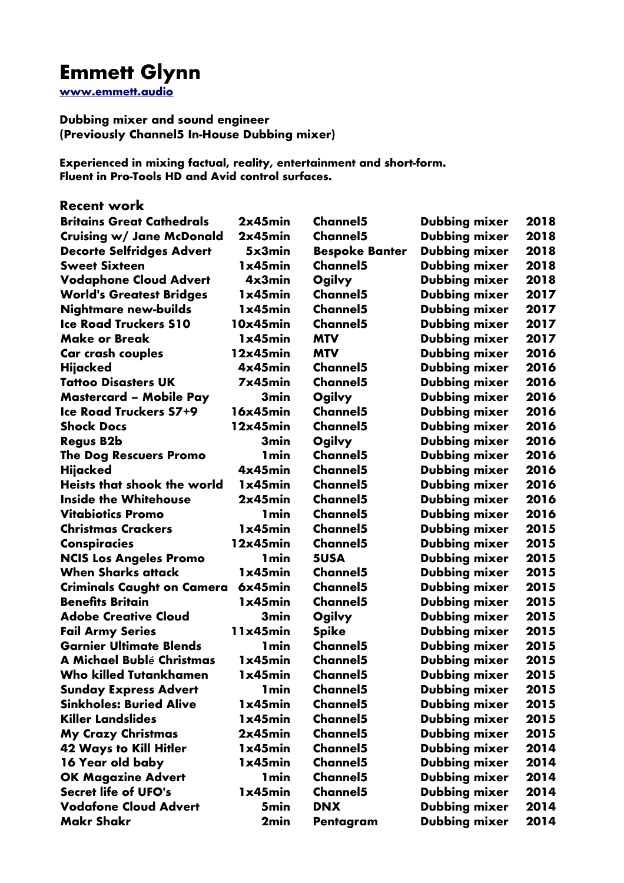# Emmett Glynn

[www.emmett.audio](http://www.emmett.audio)

**Dubbing mixer and sound engineer**
**(Previously Channel5 In-House Dubbing mixer)**

**Experienced in mixing factual, reality, entertainment and short-form.**
**Fluent in Pro-Tools HD and Avid control surfaces.**

## Recent work

| | | | | |
|---|---|---|---|---|
| Britains Great Cathedrals | 2x45min | Channel5 | Dubbing mixer | 2018 |
| Cruising w/ Jane McDonald | 2x45min | Channel5 | Dubbing mixer | 2018 |
| Decorte Selfridges Advert | 5x3min | Bespoke Banter | Dubbing mixer | 2018 |
| Sweet Sixteen | 1x45min | Channel5 | Dubbing mixer | 2018 |
| Vodaphone Cloud Advert | 4x3min | Ogilvy | Dubbing mixer | 2018 |
| World's Greatest Bridges | 1x45min | Channel5 | Dubbing mixer | 2017 |
| Nightmare new-builds | 1x45min | Channel5 | Dubbing mixer | 2017 |
| Ice Road Truckers S10 | 10x45min | Channel5 | Dubbing mixer | 2017 |
| Make or Break | 1x45min | MTV | Dubbing mixer | 2017 |
| Car crash couples | 12x45min | MTV | Dubbing mixer | 2016 |
| Hijacked | 4x45min | Channel5 | Dubbing mixer | 2016 |
| Tattoo Disasters UK | 7x45min | Channel5 | Dubbing mixer | 2016 |
| Mastercard – Mobile Pay | 3min | Ogilvy | Dubbing mixer | 2016 |
| Ice Road Truckers S7+9 | 16x45min | Channel5 | Dubbing mixer | 2016 |
| Shock Docs | 12x45min | Channel5 | Dubbing mixer | 2016 |
| Regus B2b | 3min | Ogilvy | Dubbing mixer | 2016 |
| The Dog Rescuers Promo | 1min | Channel5 | Dubbing mixer | 2016 |
| Hijacked | 4x45min | Channel5 | Dubbing mixer | 2016 |
| Heists that shook the world | 1x45min | Channel5 | Dubbing mixer | 2016 |
| Inside the Whitehouse | 2x45min | Channel5 | Dubbing mixer | 2016 |
| Vitabiotics Promo | 1min | Channel5 | Dubbing mixer | 2016 |
| Christmas Crackers | 1x45min | Channel5 | Dubbing mixer | 2015 |
| Conspiracies | 12x45min | Channel5 | Dubbing mixer | 2015 |
| NCIS Los Angeles Promo | 1min | 5USA | Dubbing mixer | 2015 |
| When Sharks attack | 1x45min | Channel5 | Dubbing mixer | 2015 |
| Criminals Caught on Camera | 6x45min | Channel5 | Dubbing mixer | 2015 |
| Benefits Britain | 1x45min | Channel5 | Dubbing mixer | 2015 |
| Adobe Creative Cloud | 3min | Ogilvy | Dubbing mixer | 2015 |
| Fail Army Series | 11x45min | Spike | Dubbing mixer | 2015 |
| Garnier Ultimate Blends | 1min | Channel5 | Dubbing mixer | 2015 |
| A Michael Bublé Christmas | 1x45min | Channel5 | Dubbing mixer | 2015 |
| Who killed Tutankhamen | 1x45min | Channel5 | Dubbing mixer | 2015 |
| Sunday Express Advert | 1min | Channel5 | Dubbing mixer | 2015 |
| Sinkholes: Buried Alive | 1x45min | Channel5 | Dubbing mixer | 2015 |
| Killer Landslides | 1x45min | Channel5 | Dubbing mixer | 2015 |
| My Crazy Christmas | 2x45min | Channel5 | Dubbing mixer | 2015 |
| 42 Ways to Kill Hitler | 1x45min | Channel5 | Dubbing mixer | 2014 |
| 16 Year old baby | 1x45min | Channel5 | Dubbing mixer | 2014 |
| OK Magazine Advert | 1min | Channel5 | Dubbing mixer | 2014 |
| Secret life of UFO's | 1x45min | Channel5 | Dubbing mixer | 2014 |
| Vodafone Cloud Advert | 5min | DNX | Dubbing mixer | 2014 |
| Makr Shakr | 2min | Pentagram | Dubbing mixer | 2014 |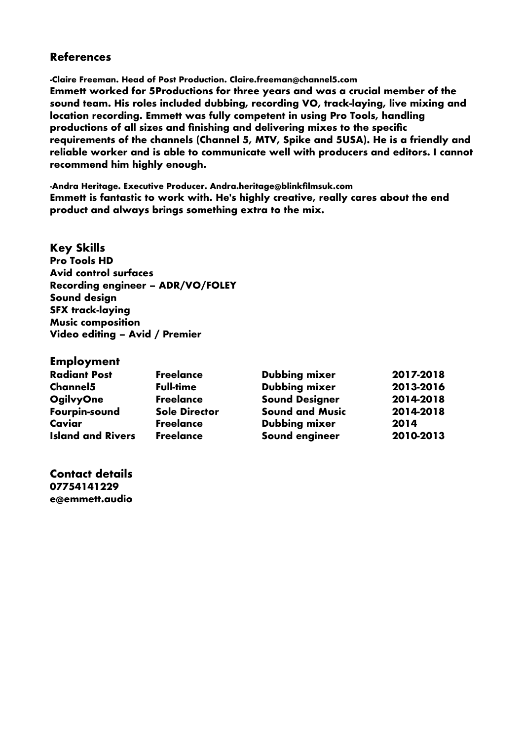## References

**-Claire Freeman. Head of Post Production. Claire.freeman@channel5.com**
**Emmett worked for 5Productions for three years and was a crucial member of the sound team. His roles included dubbing, recording VO, track-laying, live mixing and location recording. Emmett was fully competent in using Pro Tools, handling productions of all sizes and finishing and delivering mixes to the specific requirements of the channels (Channel 5, MTV, Spike and 5USA). He is a friendly and reliable worker and is able to communicate well with producers and editors. I cannot recommend him highly enough.**

**-Andra Heritage. Executive Producer. Andra.heritage@blinkfilmsuk.com**
**Emmett is fantastic to work with. He's highly creative, really cares about the end product and always brings something extra to the mix.**

## Key Skills

**Pro Tools HD**
**Avid control surfaces**
**Recording engineer – ADR/VO/FOLEY**
**Sound design**
**SFX track-laying**
**Music composition**
**Video editing – Avid / Premier**

## Employment

| | | | |
|---|---|---|---|
| **Radiant Post** | **Freelance** | **Dubbing mixer** | **2017-2018** |
| **Channel5** | **Full-time** | **Dubbing mixer** | **2013-2016** |
| **OgilvyOne** | **Freelance** | **Sound Designer** | **2014-2018** |
| **Fourpin-sound** | **Sole Director** | **Sound and Music** | **2014-2018** |
| **Caviar** | **Freelance** | **Dubbing mixer** | **2014** |
| **Island and Rivers** | **Freelance** | **Sound engineer** | **2010-2013** |

## Contact details

**07754141229**
**e@emmett.audio**